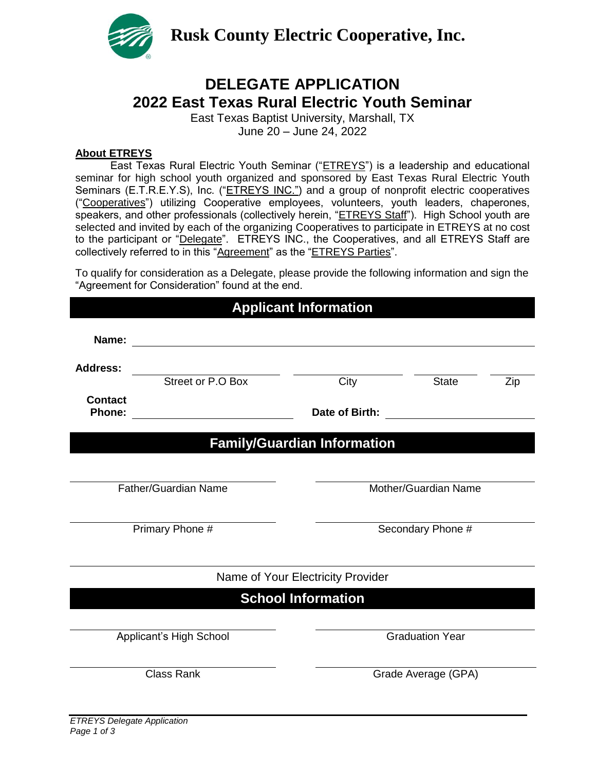# Rusk County Electric Cooperative, Inc.

## DELEGATE APPLICATION
## 2022 East Texas Rural Electric Youth Seminar

East Texas Baptist University, Marshall, TX
June 20 – June 24, 2022

**About ETREYS**

East Texas Rural Electric Youth Seminar ("ETREYS") is a leadership and educational seminar for high school youth organized and sponsored by East Texas Rural Electric Youth Seminars (E.T.R.E.Y.S), Inc. ("ETREYS INC.") and a group of nonprofit electric cooperatives ("Cooperatives") utilizing Cooperative employees, volunteers, youth leaders, chaperones, speakers, and other professionals (collectively herein, "ETREYS Staff"). High School youth are selected and invited by each of the organizing Cooperatives to participate in ETREYS at no cost to the participant or "Delegate". ETREYS INC., the Cooperatives, and all ETREYS Staff are collectively referred to in this "Agreement" as the "ETREYS Parties".

To qualify for consideration as a Delegate, please provide the following information and sign the "Agreement for Consideration" found at the end.

### Applicant Information

**Name:** ______________________________________________

**Address:** ____________________ ____________________ ____________ ________
Street or P.O Box — City — State — Zip

**Contact Phone:** ____________________ **Date of Birth:** ____________________

### Family/Guardian Information

____________________ ____________________
Father/Guardian Name — Mother/Guardian Name

____________________ ____________________
Primary Phone # — Secondary Phone #

____________________________________________
Name of Your Electricity Provider

### School Information

____________________ ____________________
Applicant's High School — Graduation Year

____________________ ____________________
Class Rank — Grade Average (GPA)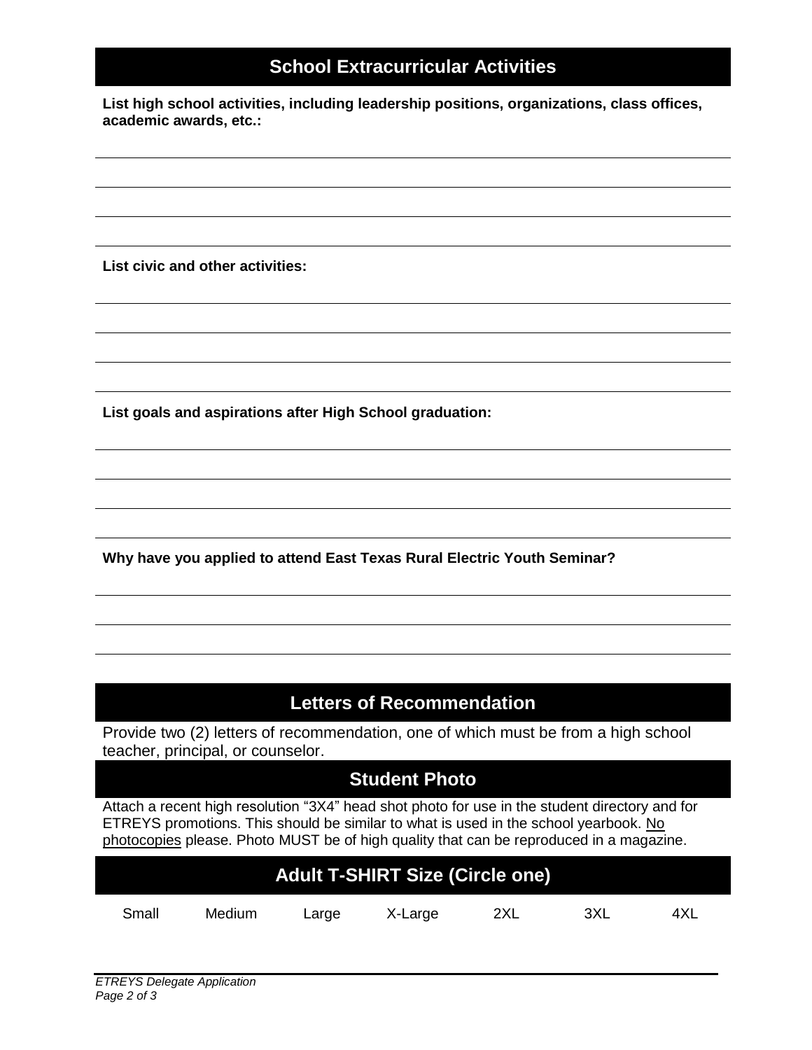## School Extracurricular Activities

**List high school activities, including leadership positions, organizations, class offices, academic awards, etc.:**

**List civic and other activities:**

**List goals and aspirations after High School graduation:**

**Why have you applied to attend East Texas Rural Electric Youth Seminar?**

## Letters of Recommendation

Provide two (2) letters of recommendation, one of which must be from a high school teacher, principal, or counselor.

## Student Photo

Attach a recent high resolution "3X4" head shot photo for use in the student directory and for ETREYS promotions. This should be similar to what is used in the school yearbook. No photocopies please. Photo MUST be of high quality that can be reproduced in a magazine.

## Adult T-SHIRT Size (Circle one)

Small    Medium    Large    X-Large    2XL    3XL    4XL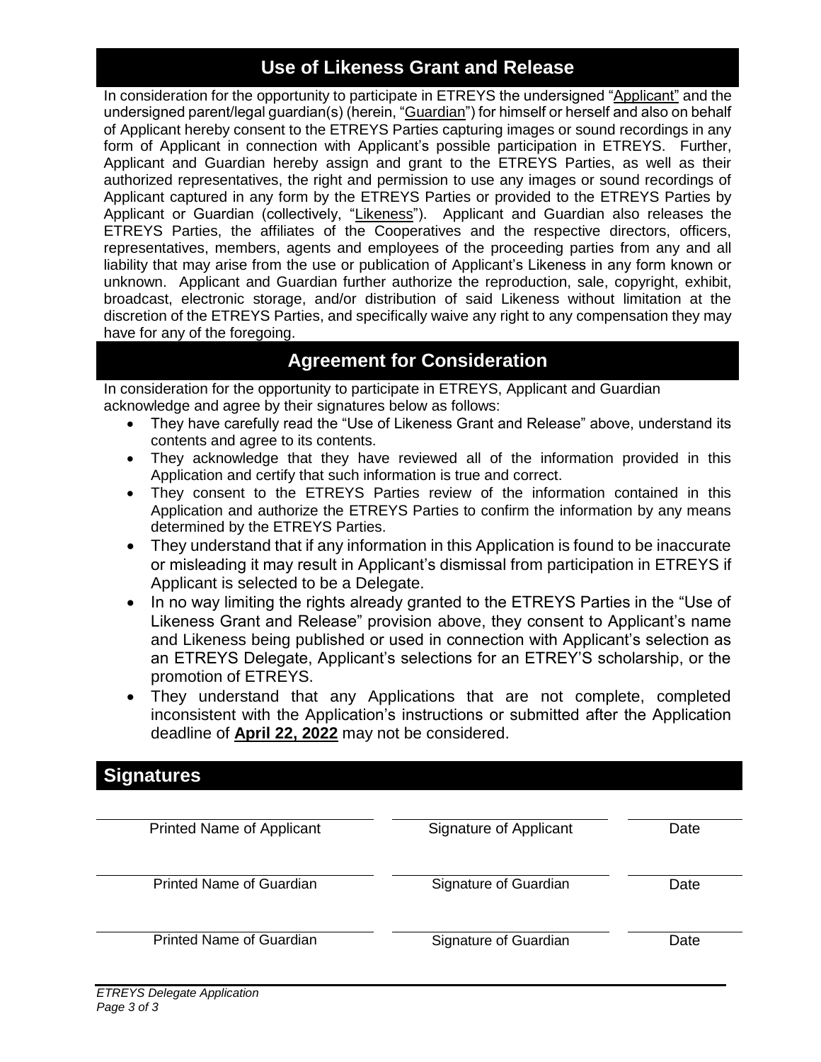## Use of Likeness Grant and Release

In consideration for the opportunity to participate in ETREYS the undersigned "Applicant" and the undersigned parent/legal guardian(s) (herein, "Guardian") for himself or herself and also on behalf of Applicant hereby consent to the ETREYS Parties capturing images or sound recordings in any form of Applicant in connection with Applicant's possible participation in ETREYS. Further, Applicant and Guardian hereby assign and grant to the ETREYS Parties, as well as their authorized representatives, the right and permission to use any images or sound recordings of Applicant captured in any form by the ETREYS Parties or provided to the ETREYS Parties by Applicant or Guardian (collectively, "Likeness"). Applicant and Guardian also releases the ETREYS Parties, the affiliates of the Cooperatives and the respective directors, officers, representatives, members, agents and employees of the proceeding parties from any and all liability that may arise from the use or publication of Applicant's Likeness in any form known or unknown. Applicant and Guardian further authorize the reproduction, sale, copyright, exhibit, broadcast, electronic storage, and/or distribution of said Likeness without limitation at the discretion of the ETREYS Parties, and specifically waive any right to any compensation they may have for any of the foregoing.

## Agreement for Consideration

In consideration for the opportunity to participate in ETREYS, Applicant and Guardian acknowledge and agree by their signatures below as follows:

- They have carefully read the "Use of Likeness Grant and Release" above, understand its contents and agree to its contents.
- They acknowledge that they have reviewed all of the information provided in this Application and certify that such information is true and correct.
- They consent to the ETREYS Parties review of the information contained in this Application and authorize the ETREYS Parties to confirm the information by any means determined by the ETREYS Parties.
- They understand that if any information in this Application is found to be inaccurate or misleading it may result in Applicant's dismissal from participation in ETREYS if Applicant is selected to be a Delegate.
- In no way limiting the rights already granted to the ETREYS Parties in the "Use of Likeness Grant and Release" provision above, they consent to Applicant's name and Likeness being published or used in connection with Applicant's selection as an ETREYS Delegate, Applicant's selections for an ETREY'S scholarship, or the promotion of ETREYS.
- They understand that any Applications that are not complete, completed inconsistent with the Application's instructions or submitted after the Application deadline of **April 22, 2022** may not be considered.

## Signatures

| | | |
|---|---|---|
| Printed Name of Applicant | Signature of Applicant | Date |
| Printed Name of Guardian | Signature of Guardian | Date |
| Printed Name of Guardian | Signature of Guardian | Date |

*ETREYS Delegate Application*